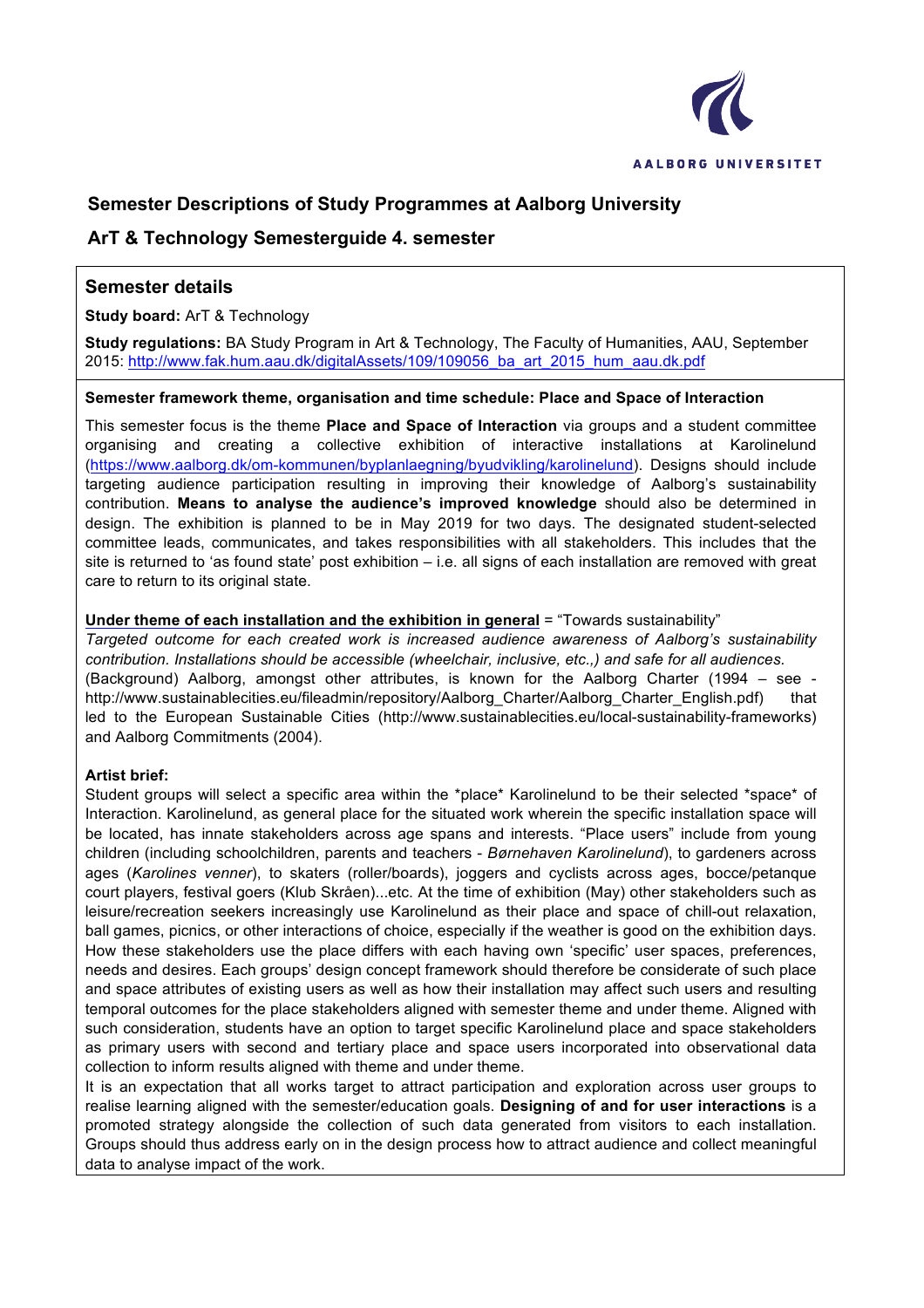# Semester Descriptions of Study Programmes at Aalborg University

## ArT & Technology Semesterguide 4. semester

## Semester details

**Study board:** ArT & Technology

**Study regulations:** BA Study Program in Art & Technology, The Faculty of Humanities, AAU, September 2015: http://www.fak.hum.aau.dk/digitalAssets/109/109056_ba_art_2015_hum_aau.dk.pdf

**Semester framework theme, organisation and time schedule: Place and Space of Interaction**

This semester focus is the theme **Place and Space of Interaction** via groups and a student committee organising and creating a collective exhibition of interactive installations at Karolinelund (https://www.aalborg.dk/om-kommunen/byplanlaegning/byudvikling/karolinelund). Designs should include targeting audience participation resulting in improving their knowledge of Aalborg's sustainability contribution. **Means to analyse the audience's improved knowledge** should also be determined in design. The exhibition is planned to be in May 2019 for two days. The designated student-selected committee leads, communicates, and takes responsibilities with all stakeholders. This includes that the site is returned to 'as found state' post exhibition – i.e. all signs of each installation are removed with great care to return to its original state.

**Under theme of each installation and the exhibition in general** = "Towards sustainability"

*Targeted outcome for each created work is increased audience awareness of Aalborg's sustainability contribution. Installations should be accessible (wheelchair, inclusive, etc.,) and safe for all audiences.*

(Background) Aalborg, amongst other attributes, is known for the Aalborg Charter (1994 – see - http://www.sustainablecities.eu/fileadmin/repository/Aalborg_Charter/Aalborg_Charter_English.pdf) that led to the European Sustainable Cities (http://www.sustainablecities.eu/local-sustainability-frameworks) and Aalborg Commitments (2004).

**Artist brief:**

Student groups will select a specific area within the *place* Karolinelund to be their selected *space* of Interaction. Karolinelund, as general place for the situated work wherein the specific installation space will be located, has innate stakeholders across age spans and interests. "Place users" include from young children (including schoolchildren, parents and teachers - *Børnehaven Karolinelund*), to gardeners across ages (*Karolines venner*), to skaters (roller/boards), joggers and cyclists across ages, bocce/petanque court players, festival goers (Klub Skråen)...etc. At the time of exhibition (May) other stakeholders such as leisure/recreation seekers increasingly use Karolinelund as their place and space of chill-out relaxation, ball games, picnics, or other interactions of choice, especially if the weather is good on the exhibition days. How these stakeholders use the place differs with each having own 'specific' user spaces, preferences, needs and desires. Each groups' design concept framework should therefore be considerate of such place and space attributes of existing users as well as how their installation may affect such users and resulting temporal outcomes for the place stakeholders aligned with semester theme and under theme. Aligned with such consideration, students have an option to target specific Karolinelund place and space stakeholders as primary users with second and tertiary place and space users incorporated into observational data collection to inform results aligned with theme and under theme.

It is an expectation that all works target to attract participation and exploration across user groups to realise learning aligned with the semester/education goals. **Designing of and for user interactions** is a promoted strategy alongside the collection of such data generated from visitors to each installation. Groups should thus address early on in the design process how to attract audience and collect meaningful data to analyse impact of the work.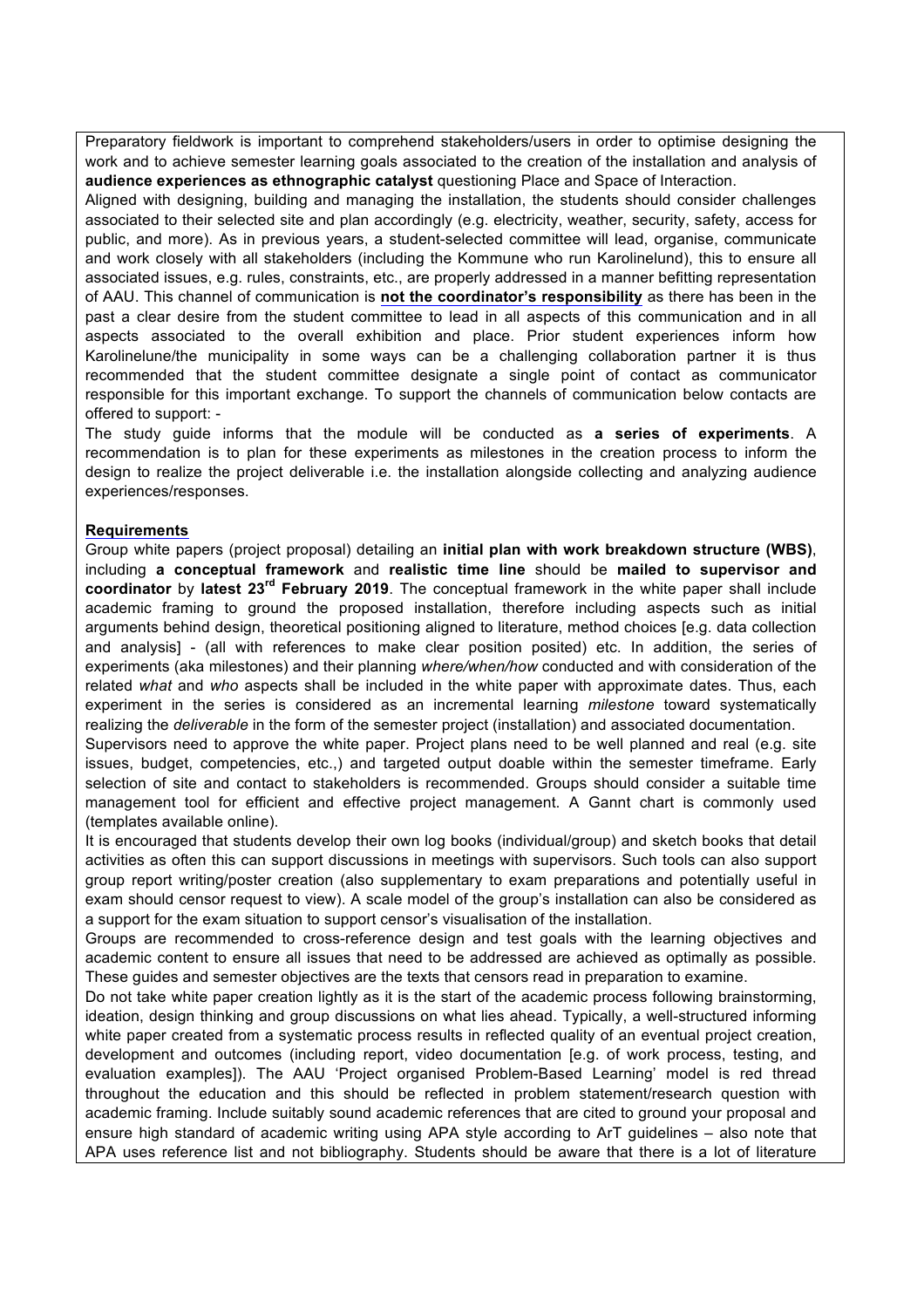Preparatory fieldwork is important to comprehend stakeholders/users in order to optimise designing the work and to achieve semester learning goals associated to the creation of the installation and analysis of **audience experiences as ethnographic catalyst** questioning Place and Space of Interaction.

Aligned with designing, building and managing the installation, the students should consider challenges associated to their selected site and plan accordingly (e.g. electricity, weather, security, safety, access for public, and more). As in previous years, a student-selected committee will lead, organise, communicate and work closely with all stakeholders (including the Kommune who run Karolinelund), this to ensure all associated issues, e.g. rules, constraints, etc., are properly addressed in a manner befitting representation of AAU. This channel of communication is **not the coordinator's responsibility** as there has been in the past a clear desire from the student committee to lead in all aspects of this communication and in all aspects associated to the overall exhibition and place. Prior student experiences inform how Karolinelune/the municipality in some ways can be a challenging collaboration partner it is thus recommended that the student committee designate a single point of contact as communicator responsible for this important exchange. To support the channels of communication below contacts are offered to support: -

The study guide informs that the module will be conducted as **a series of experiments**. A recommendation is to plan for these experiments as milestones in the creation process to inform the design to realize the project deliverable i.e. the installation alongside collecting and analyzing audience experiences/responses.

**Requirements**

Group white papers (project proposal) detailing an **initial plan with work breakdown structure (WBS)**, including **a conceptual framework** and **realistic time line** should be **mailed to supervisor and coordinator** by **latest 23rd February 2019**. The conceptual framework in the white paper shall include academic framing to ground the proposed installation, therefore including aspects such as initial arguments behind design, theoretical positioning aligned to literature, method choices [e.g. data collection and analysis] - (all with references to make clear position posited) etc. In addition, the series of experiments (aka milestones) and their planning *where/when/how* conducted and with consideration of the related *what* and *who* aspects shall be included in the white paper with approximate dates. Thus, each experiment in the series is considered as an incremental learning *milestone* toward systematically realizing the *deliverable* in the form of the semester project (installation) and associated documentation.

Supervisors need to approve the white paper. Project plans need to be well planned and real (e.g. site issues, budget, competencies, etc.,) and targeted output doable within the semester timeframe. Early selection of site and contact to stakeholders is recommended. Groups should consider a suitable time management tool for efficient and effective project management. A Gannt chart is commonly used (templates available online).

It is encouraged that students develop their own log books (individual/group) and sketch books that detail activities as often this can support discussions in meetings with supervisors. Such tools can also support group report writing/poster creation (also supplementary to exam preparations and potentially useful in exam should censor request to view). A scale model of the group's installation can also be considered as a support for the exam situation to support censor's visualisation of the installation.

Groups are recommended to cross-reference design and test goals with the learning objectives and academic content to ensure all issues that need to be addressed are achieved as optimally as possible. These guides and semester objectives are the texts that censors read in preparation to examine.

Do not take white paper creation lightly as it is the start of the academic process following brainstorming, ideation, design thinking and group discussions on what lies ahead. Typically, a well-structured informing white paper created from a systematic process results in reflected quality of an eventual project creation, development and outcomes (including report, video documentation [e.g. of work process, testing, and evaluation examples]). The AAU 'Project organised Problem-Based Learning' model is red thread throughout the education and this should be reflected in problem statement/research question with academic framing. Include suitably sound academic references that are cited to ground your proposal and ensure high standard of academic writing using APA style according to ArT guidelines – also note that APA uses reference list and not bibliography. Students should be aware that there is a lot of literature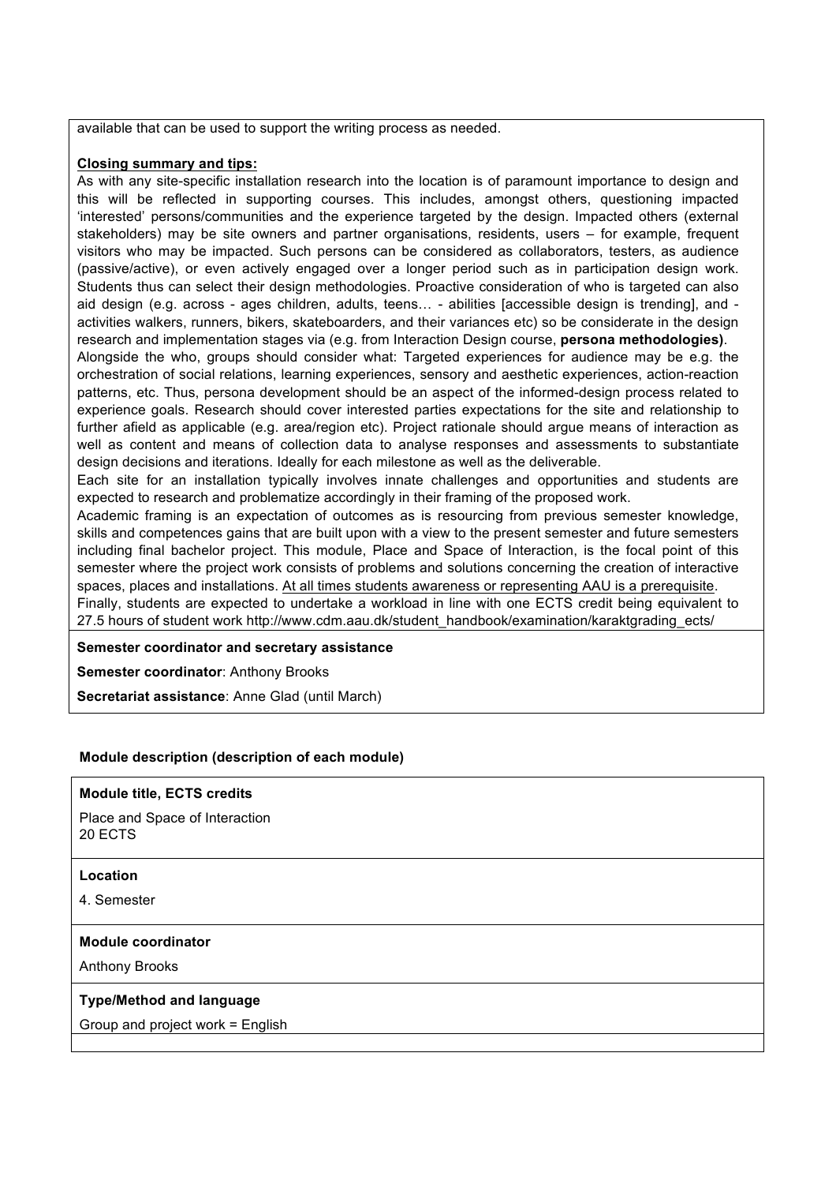available that can be used to support the writing process as needed.

**Closing summary and tips:**

As with any site-specific installation research into the location is of paramount importance to design and this will be reflected in supporting courses. This includes, amongst others, questioning impacted 'interested' persons/communities and the experience targeted by the design. Impacted others (external stakeholders) may be site owners and partner organisations, residents, users – for example, frequent visitors who may be impacted. Such persons can be considered as collaborators, testers, as audience (passive/active), or even actively engaged over a longer period such as in participation design work. Students thus can select their design methodologies. Proactive consideration of who is targeted can also aid design (e.g. across - ages children, adults, teens… - abilities [accessible design is trending], and - activities walkers, runners, bikers, skateboarders, and their variances etc) so be considerate in the design research and implementation stages via (e.g. from Interaction Design course, **persona methodologies)**.

Alongside the who, groups should consider what: Targeted experiences for audience may be e.g. the orchestration of social relations, learning experiences, sensory and aesthetic experiences, action-reaction patterns, etc. Thus, persona development should be an aspect of the informed-design process related to experience goals. Research should cover interested parties expectations for the site and relationship to further afield as applicable (e.g. area/region etc). Project rationale should argue means of interaction as well as content and means of collection data to analyse responses and assessments to substantiate design decisions and iterations. Ideally for each milestone as well as the deliverable.

Each site for an installation typically involves innate challenges and opportunities and students are expected to research and problematize accordingly in their framing of the proposed work.

Academic framing is an expectation of outcomes as is resourcing from previous semester knowledge, skills and competences gains that are built upon with a view to the present semester and future semesters including final bachelor project. This module, Place and Space of Interaction, is the focal point of this semester where the project work consists of problems and solutions concerning the creation of interactive spaces, places and installations. At all times students awareness or representing AAU is a prerequisite.

Finally, students are expected to undertake a workload in line with one ECTS credit being equivalent to 27.5 hours of student work http://www.cdm.aau.dk/student_handbook/examination/karaktgrading_ects/

**Semester coordinator and secretary assistance**

**Semester coordinator**: Anthony Brooks

**Secretariat assistance**: Anne Glad (until March)

### Module description (description of each module)

**Module title, ECTS credits**

Place and Space of Interaction
20 ECTS

**Location**

4. Semester

**Module coordinator**

Anthony Brooks

**Type/Method and language**

Group and project work = English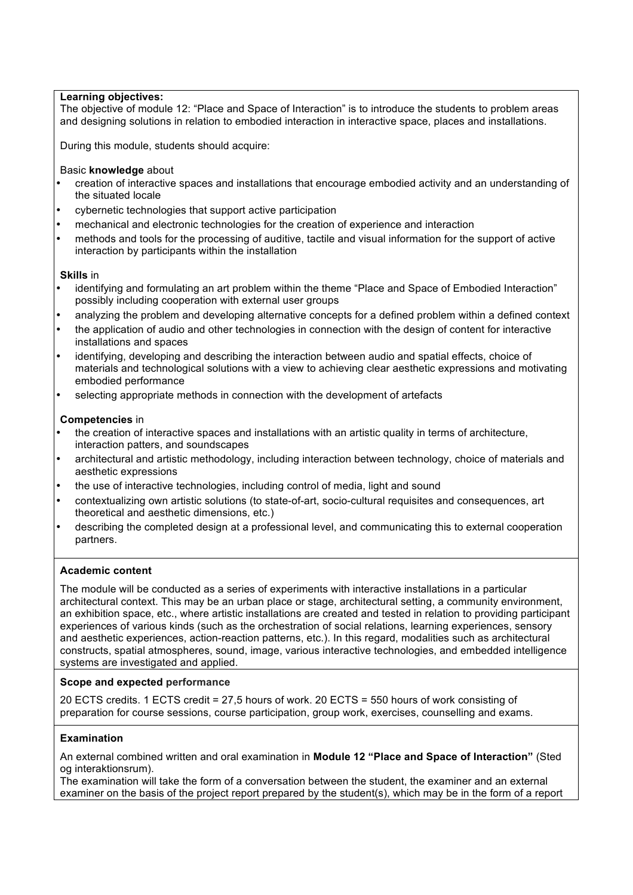**Learning objectives:**
The objective of module 12: "Place and Space of Interaction" is to introduce the students to problem areas and designing solutions in relation to embodied interaction in interactive space, places and installations.

During this module, students should acquire:

Basic **knowledge** about

- creation of interactive spaces and installations that encourage embodied activity and an understanding of the situated locale
- cybernetic technologies that support active participation
- mechanical and electronic technologies for the creation of experience and interaction
- methods and tools for the processing of auditive, tactile and visual information for the support of active interaction by participants within the installation

**Skills** in

- identifying and formulating an art problem within the theme "Place and Space of Embodied Interaction" possibly including cooperation with external user groups
- analyzing the problem and developing alternative concepts for a defined problem within a defined context
- the application of audio and other technologies in connection with the design of content for interactive installations and spaces
- identifying, developing and describing the interaction between audio and spatial effects, choice of materials and technological solutions with a view to achieving clear aesthetic expressions and motivating embodied performance
- selecting appropriate methods in connection with the development of artefacts

**Competencies** in

- the creation of interactive spaces and installations with an artistic quality in terms of architecture, interaction patters, and soundscapes
- architectural and artistic methodology, including interaction between technology, choice of materials and aesthetic expressions
- the use of interactive technologies, including control of media, light and sound
- contextualizing own artistic solutions (to state-of-art, socio-cultural requisites and consequences, art theoretical and aesthetic dimensions, etc.)
- describing the completed design at a professional level, and communicating this to external cooperation partners.

**Academic content**

The module will be conducted as a series of experiments with interactive installations in a particular architectural context. This may be an urban place or stage, architectural setting, a community environment, an exhibition space, etc., where artistic installations are created and tested in relation to providing participant experiences of various kinds (such as the orchestration of social relations, learning experiences, sensory and aesthetic experiences, action-reaction patterns, etc.). In this regard, modalities such as architectural constructs, spatial atmospheres, sound, image, various interactive technologies, and embedded intelligence systems are investigated and applied.

**Scope and expected performance**

20 ECTS credits. 1 ECTS credit = 27,5 hours of work. 20 ECTS = 550 hours of work consisting of preparation for course sessions, course participation, group work, exercises, counselling and exams.

**Examination**

An external combined written and oral examination in **Module 12 "Place and Space of Interaction"** (Sted og interaktionsrum).
The examination will take the form of a conversation between the student, the examiner and an external examiner on the basis of the project report prepared by the student(s), which may be in the form of a report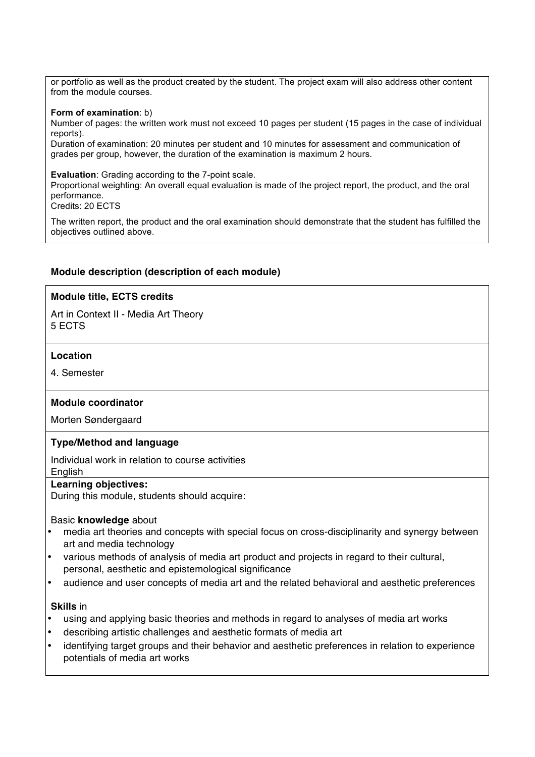or portfolio as well as the product created by the student. The project exam will also address other content from the module courses.

**Form of examination**: b)
Number of pages: the written work must not exceed 10 pages per student (15 pages in the case of individual reports).
Duration of examination: 20 minutes per student and 10 minutes for assessment and communication of grades per group, however, the duration of the examination is maximum 2 hours.

**Evaluation**: Grading according to the 7-point scale.
Proportional weighting: An overall equal evaluation is made of the project report, the product, and the oral performance.
Credits: 20 ECTS

The written report, the product and the oral examination should demonstrate that the student has fulfilled the objectives outlined above.

### Module description (description of each module)

**Module title, ECTS credits**

Art in Context II - Media Art Theory
5 ECTS

**Location**

4. Semester

**Module coordinator**

Morten Søndergaard

**Type/Method and language**

Individual work in relation to course activities
English

**Learning objectives:**
During this module, students should acquire:

Basic **knowledge** about

- media art theories and concepts with special focus on cross-disciplinarity and synergy between art and media technology
- various methods of analysis of media art product and projects in regard to their cultural, personal, aesthetic and epistemological significance
- audience and user concepts of media art and the related behavioral and aesthetic preferences

**Skills** in

- using and applying basic theories and methods in regard to analyses of media art works
- describing artistic challenges and aesthetic formats of media art
- identifying target groups and their behavior and aesthetic preferences in relation to experience potentials of media art works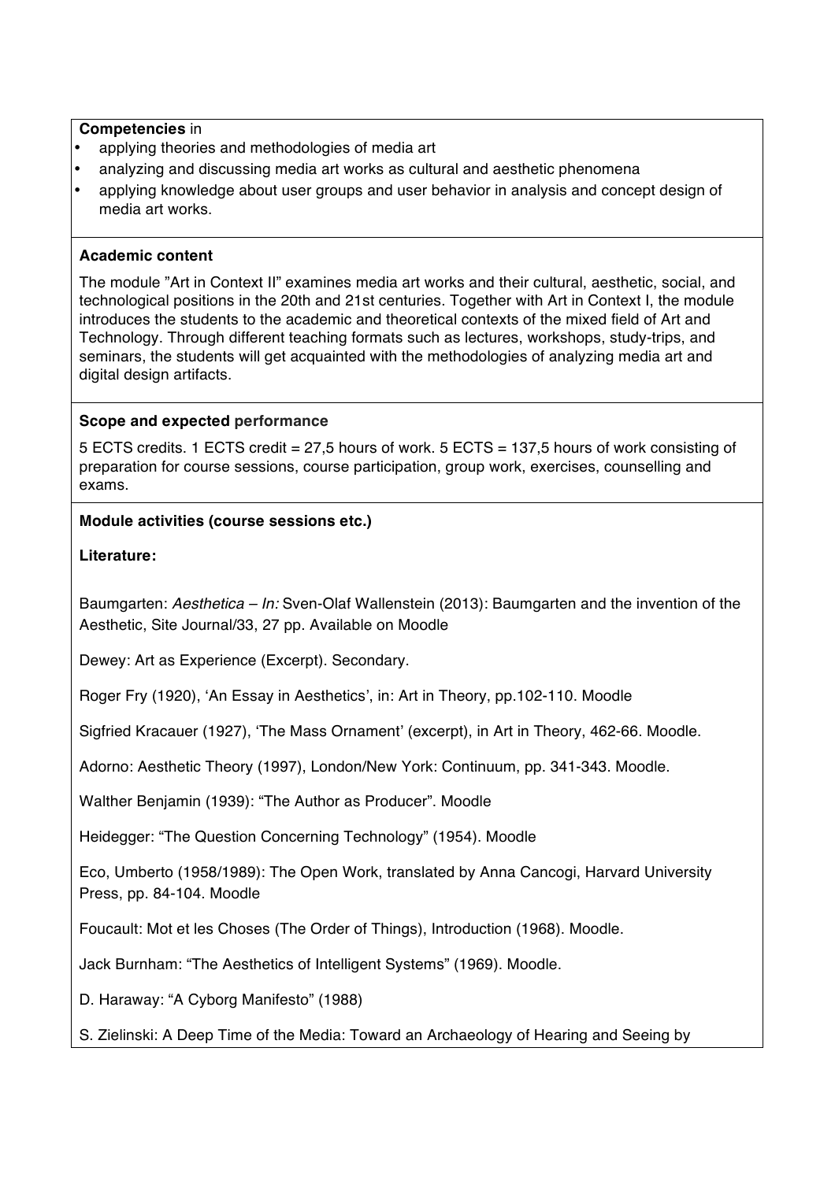**Competencies** in

- applying theories and methodologies of media art
- analyzing and discussing media art works as cultural and aesthetic phenomena
- applying knowledge about user groups and user behavior in analysis and concept design of media art works.

**Academic content**

The module "Art in Context II" examines media art works and their cultural, aesthetic, social, and technological positions in the 20th and 21st centuries. Together with Art in Context I, the module introduces the students to the academic and theoretical contexts of the mixed field of Art and Technology. Through different teaching formats such as lectures, workshops, study-trips, and seminars, the students will get acquainted with the methodologies of analyzing media art and digital design artifacts.

**Scope and expected performance**

5 ECTS credits. 1 ECTS credit = 27,5 hours of work. 5 ECTS = 137,5 hours of work consisting of preparation for course sessions, course participation, group work, exercises, counselling and exams.

**Module activities (course sessions etc.)**

**Literature:**

Baumgarten: *Aesthetica – In:* Sven-Olaf Wallenstein (2013): Baumgarten and the invention of the Aesthetic, Site Journal/33, 27 pp. Available on Moodle

Dewey: Art as Experience (Excerpt). Secondary.

Roger Fry (1920), 'An Essay in Aesthetics', in: Art in Theory, pp.102-110. Moodle

Sigfried Kracauer (1927), 'The Mass Ornament' (excerpt), in Art in Theory, 462-66. Moodle.

Adorno: Aesthetic Theory (1997), London/New York: Continuum, pp. 341-343. Moodle.

Walther Benjamin (1939): "The Author as Producer". Moodle

Heidegger: "The Question Concerning Technology" (1954). Moodle

Eco, Umberto (1958/1989): The Open Work, translated by Anna Cancogi, Harvard University Press, pp. 84-104. Moodle

Foucault: Mot et les Choses (The Order of Things), Introduction (1968). Moodle.

Jack Burnham: "The Aesthetics of Intelligent Systems" (1969). Moodle.

D. Haraway: "A Cyborg Manifesto" (1988)

S. Zielinski: A Deep Time of the Media: Toward an Archaeology of Hearing and Seeing by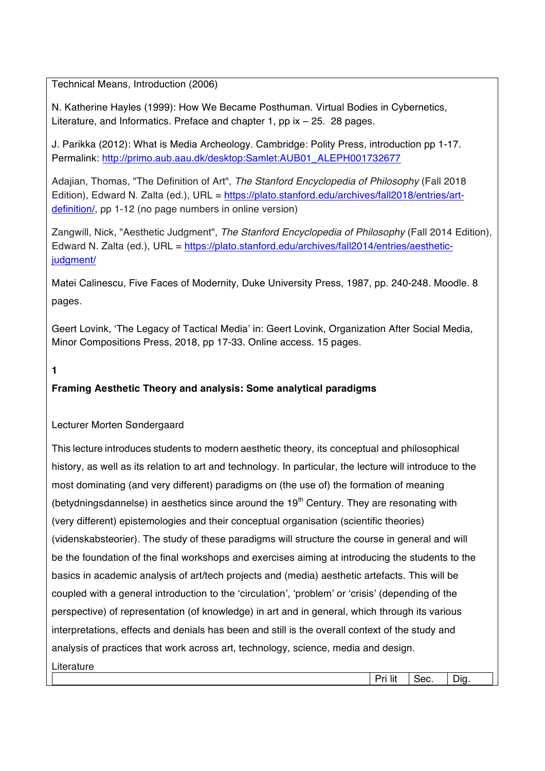Technical Means, Introduction (2006)

N. Katherine Hayles (1999): How We Became Posthuman. Virtual Bodies in Cybernetics, Literature, and Informatics. Preface and chapter 1, pp ix – 25. 28 pages.

J. Parikka (2012): What is Media Archeology. Cambridge: Polity Press, introduction pp 1-17. Permalink: http://primo.aub.aau.dk/desktop:Samlet:AUB01_ALEPH001732677

Adajian, Thomas, "The Definition of Art", *The Stanford Encyclopedia of Philosophy* (Fall 2018 Edition), Edward N. Zalta (ed.), URL = https://plato.stanford.edu/archives/fall2018/entries/art-definition/, pp 1-12 (no page numbers in online version)

Zangwill, Nick, "Aesthetic Judgment", *The Stanford Encyclopedia of Philosophy* (Fall 2014 Edition), Edward N. Zalta (ed.), URL = https://plato.stanford.edu/archives/fall2014/entries/aesthetic-judgment/

Matei Calinescu, Five Faces of Modernity, Duke University Press, 1987, pp. 240-248. Moodle. 8 pages.

Geert Lovink, 'The Legacy of Tactical Media' in: Geert Lovink, Organization After Social Media, Minor Compositions Press, 2018, pp 17-33. Online access. 15 pages.

**1**

**Framing Aesthetic Theory and analysis: Some analytical paradigms**

Lecturer Morten Søndergaard

This lecture introduces students to modern aesthetic theory, its conceptual and philosophical history, as well as its relation to art and technology. In particular, the lecture will introduce to the most dominating (and very different) paradigms on (the use of) the formation of meaning (betydningsdannelse) in aesthetics since around the 19th Century. They are resonating with (very different) epistemologies and their conceptual organisation (scientific theories) (videnskabsteorier). The study of these paradigms will structure the course in general and will be the foundation of the final workshops and exercises aiming at introducing the students to the basics in academic analysis of art/tech projects and (media) aesthetic artefacts. This will be coupled with a general introduction to the 'circulation', 'problem' or 'crisis' (depending of the perspective) of representation (of knowledge) in art and in general, which through its various interpretations, effects and denials has been and still is the overall context of the study and analysis of practices that work across art, technology, science, media and design.

Literature

| | Pri lit | Sec. | Dig. |
|---|---|---|---|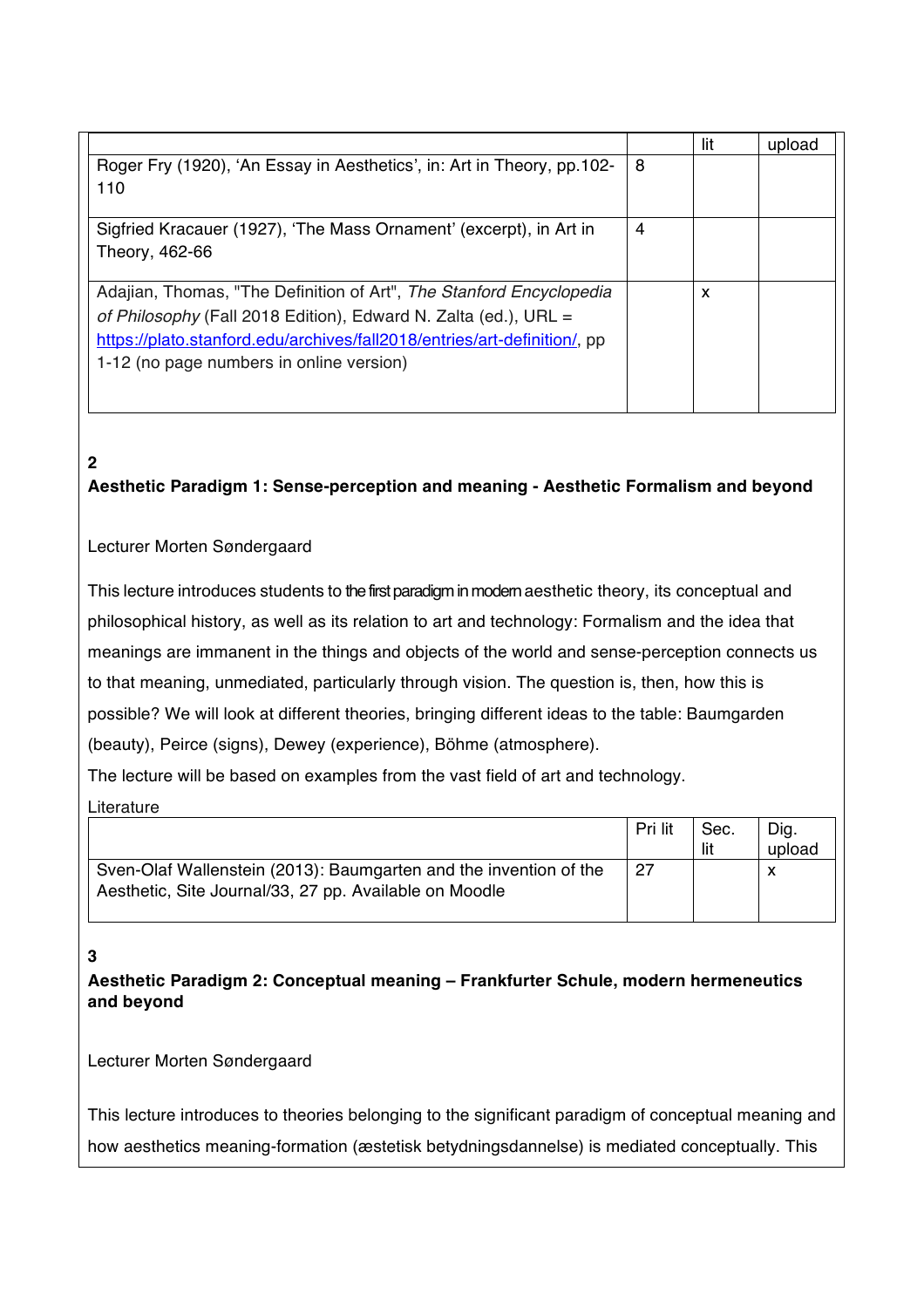| | | lit | upload |
|---|---|---|---|
| Roger Fry (1920), 'An Essay in Aesthetics', in: Art in Theory, pp.102-110 | 8 | | |
| Sigfried Kracauer (1927), 'The Mass Ornament' (excerpt), in Art in Theory, 462-66 | 4 | | |
| Adajian, Thomas, "The Definition of Art", *The Stanford Encyclopedia of Philosophy* (Fall 2018 Edition), Edward N. Zalta (ed.), URL = https://plato.stanford.edu/archives/fall2018/entries/art-definition/, pp 1-12 (no page numbers in online version) | | x | |

**2**

**Aesthetic Paradigm 1: Sense-perception and meaning - Aesthetic Formalism and beyond**

Lecturer Morten Søndergaard

This lecture introduces students to the first paradigm in modern aesthetic theory, its conceptual and philosophical history, as well as its relation to art and technology: Formalism and the idea that meanings are immanent in the things and objects of the world and sense-perception connects us to that meaning, unmediated, particularly through vision. The question is, then, how this is possible? We will look at different theories, bringing different ideas to the table: Baumgarden (beauty), Peirce (signs), Dewey (experience), Böhme (atmosphere).

The lecture will be based on examples from the vast field of art and technology.

Literature

| | Pri lit | Sec. lit | Dig. upload |
|---|---|---|---|
| Sven-Olaf Wallenstein (2013): Baumgarten and the invention of the Aesthetic, Site Journal/33, 27 pp. Available on Moodle | 27 | | x |

**3**

**Aesthetic Paradigm 2: Conceptual meaning – Frankfurter Schule, modern hermeneutics and beyond**

Lecturer Morten Søndergaard

This lecture introduces to theories belonging to the significant paradigm of conceptual meaning and how aesthetics meaning-formation (æstetisk betydningsdannelse) is mediated conceptually. This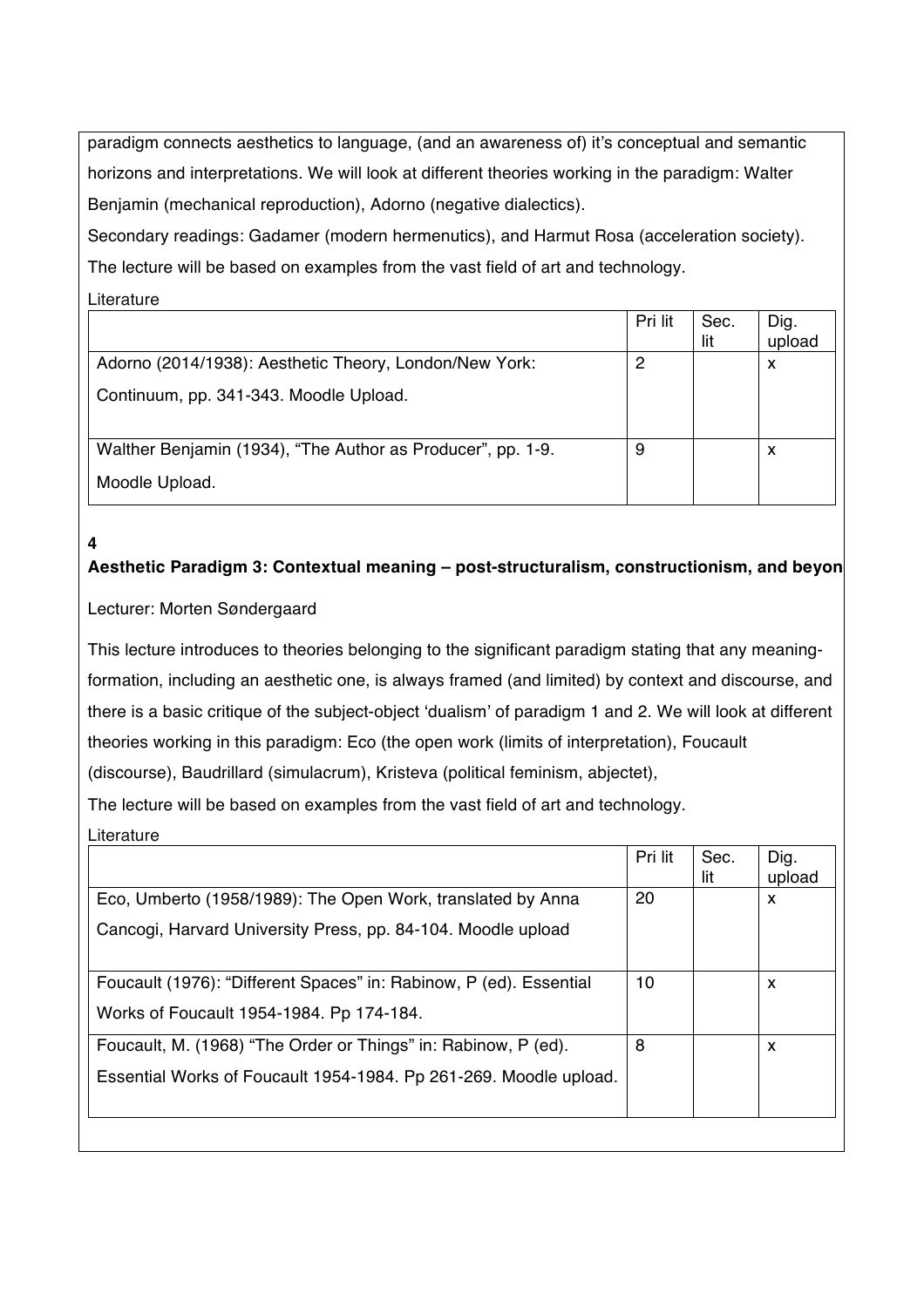paradigm connects aesthetics to language, (and an awareness of) it's conceptual and semantic horizons and interpretations. We will look at different theories working in the paradigm: Walter Benjamin (mechanical reproduction), Adorno (negative dialectics).

Secondary readings: Gadamer (modern hermenutics), and Harmut Rosa (acceleration society).

The lecture will be based on examples from the vast field of art and technology.

Literature

| | Pri lit | Sec. lit | Dig. upload |
|---|---|---|---|
| Adorno (2014/1938): Aesthetic Theory, London/New York: Continuum, pp. 341-343. Moodle Upload. | 2 | | x |
| Walther Benjamin (1934), "The Author as Producer", pp. 1-9. Moodle Upload. | 9 | | x |

**4**

**Aesthetic Paradigm 3: Contextual meaning – post-structuralism, constructionism, and beyon**

Lecturer: Morten Søndergaard

This lecture introduces to theories belonging to the significant paradigm stating that any meaning-formation, including an aesthetic one, is always framed (and limited) by context and discourse, and there is a basic critique of the subject-object 'dualism' of paradigm 1 and 2. We will look at different theories working in this paradigm: Eco (the open work (limits of interpretation), Foucault (discourse), Baudrillard (simulacrum), Kristeva (political feminism, abjectet),

The lecture will be based on examples from the vast field of art and technology.

Literature

| | Pri lit | Sec. lit | Dig. upload |
|---|---|---|---|
| Eco, Umberto (1958/1989): The Open Work, translated by Anna Cancogi, Harvard University Press, pp. 84-104. Moodle upload | 20 | | x |
| Foucault (1976): "Different Spaces" in: Rabinow, P (ed). Essential Works of Foucault 1954-1984. Pp 174-184. | 10 | | x |
| Foucault, M. (1968) "The Order or Things" in: Rabinow, P (ed). Essential Works of Foucault 1954-1984. Pp 261-269. Moodle upload. | 8 | | x |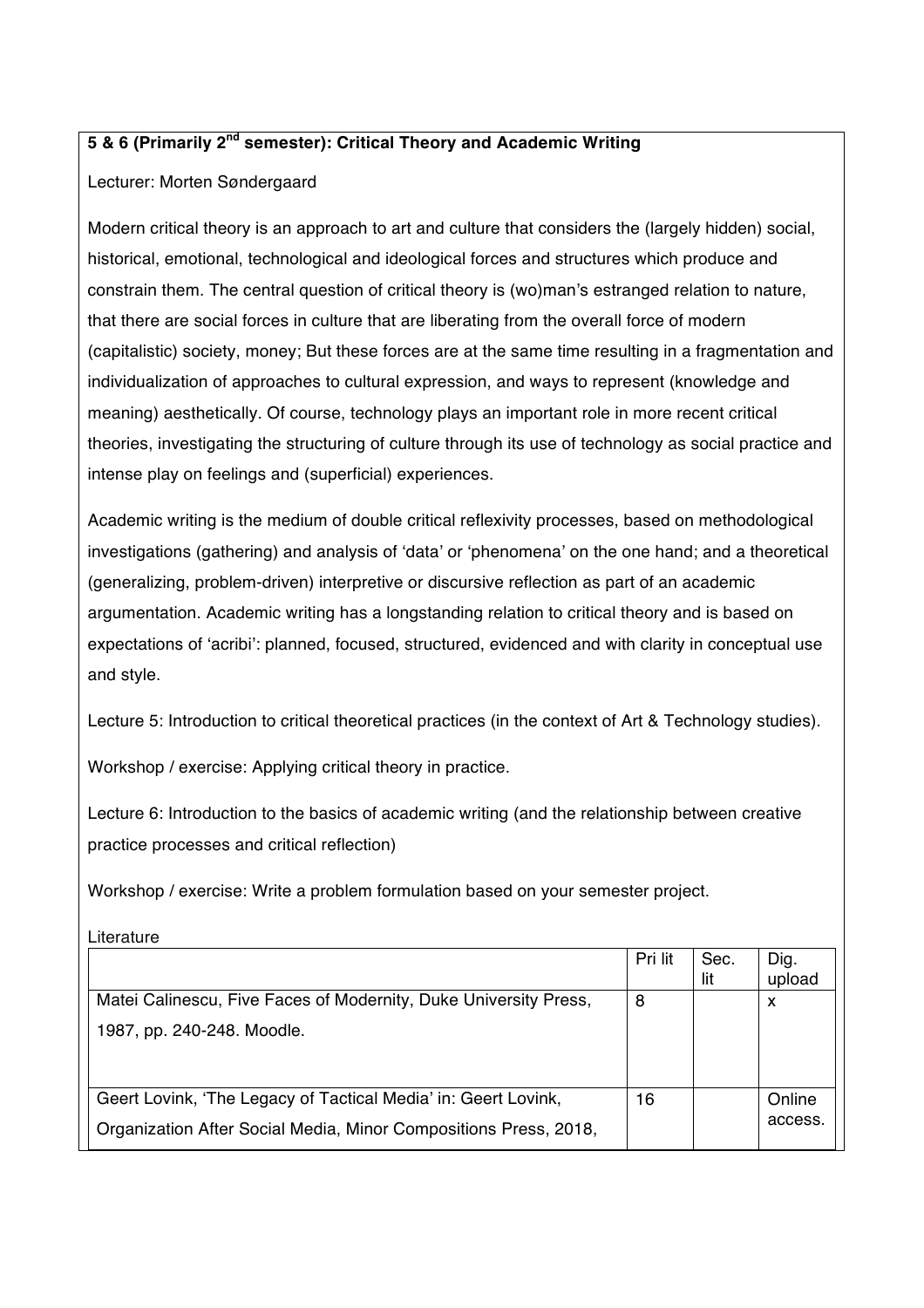**5 & 6 (Primarily 2nd semester): Critical Theory and Academic Writing**

Lecturer: Morten Søndergaard

Modern critical theory is an approach to art and culture that considers the (largely hidden) social, historical, emotional, technological and ideological forces and structures which produce and constrain them. The central question of critical theory is (wo)man's estranged relation to nature, that there are social forces in culture that are liberating from the overall force of modern (capitalistic) society, money; But these forces are at the same time resulting in a fragmentation and individualization of approaches to cultural expression, and ways to represent (knowledge and meaning) aesthetically. Of course, technology plays an important role in more recent critical theories, investigating the structuring of culture through its use of technology as social practice and intense play on feelings and (superficial) experiences.

Academic writing is the medium of double critical reflexivity processes, based on methodological investigations (gathering) and analysis of 'data' or 'phenomena' on the one hand; and a theoretical (generalizing, problem-driven) interpretive or discursive reflection as part of an academic argumentation. Academic writing has a longstanding relation to critical theory and is based on expectations of 'acribi': planned, focused, structured, evidenced and with clarity in conceptual use and style.

Lecture 5: Introduction to critical theoretical practices (in the context of Art & Technology studies).

Workshop / exercise: Applying critical theory in practice.

Lecture 6: Introduction to the basics of academic writing (and the relationship between creative practice processes and critical reflection)

Workshop / exercise: Write a problem formulation based on your semester project.

Literature

| | Pri lit | Sec. lit | Dig. upload |
|---|---|---|---|
| Matei Calinescu, Five Faces of Modernity, Duke University Press, 1987, pp. 240-248. Moodle. | 8 | | x |
| Geert Lovink, 'The Legacy of Tactical Media' in: Geert Lovink, Organization After Social Media, Minor Compositions Press, 2018, | 16 | | Online access. |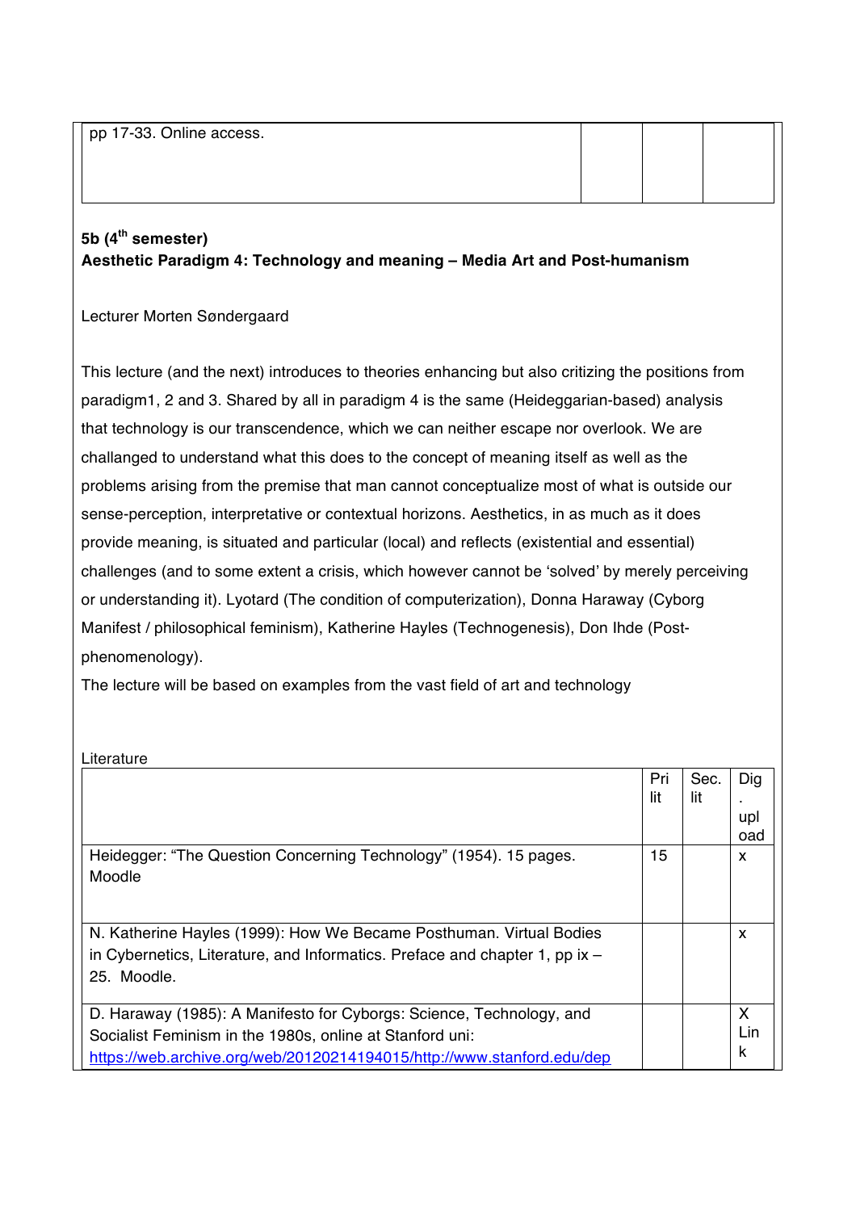| pp 17-33. Online access. | | | |
|---|---|---|---|

**5b (4th semester)**
**Aesthetic Paradigm 4: Technology and meaning – Media Art and Post-humanism**

Lecturer Morten Søndergaard

This lecture (and the next) introduces to theories enhancing but also critizing the positions from paradigm1, 2 and 3. Shared by all in paradigm 4 is the same (Heideggarian-based) analysis that technology is our transcendence, which we can neither escape nor overlook. We are challanged to understand what this does to the concept of meaning itself as well as the problems arising from the premise that man cannot conceptualize most of what is outside our sense-perception, interpretative or contextual horizons. Aesthetics, in as much as it does provide meaning, is situated and particular (local) and reflects (existential and essential) challenges (and to some extent a crisis, which however cannot be 'solved' by merely perceiving or understanding it). Lyotard (The condition of computerization), Donna Haraway (Cyborg Manifest / philosophical feminism), Katherine Hayles (Technogenesis), Don Ihde (Post-phenomenology).
The lecture will be based on examples from the vast field of art and technology

Literature

| | Pri lit | Sec. lit | Dig. upload |
|---|---|---|---|
| Heidegger: "The Question Concerning Technology" (1954). 15 pages. Moodle | 15 | | x |
| N. Katherine Hayles (1999): How We Became Posthuman. Virtual Bodies in Cybernetics, Literature, and Informatics. Preface and chapter 1, pp ix – 25. Moodle. | | | x |
| D. Haraway (1985): A Manifesto for Cyborgs: Science, Technology, and Socialist Feminism in the 1980s, online at Stanford uni: https://web.archive.org/web/20120214194015/http://www.stanford.edu/dep | | | X Link |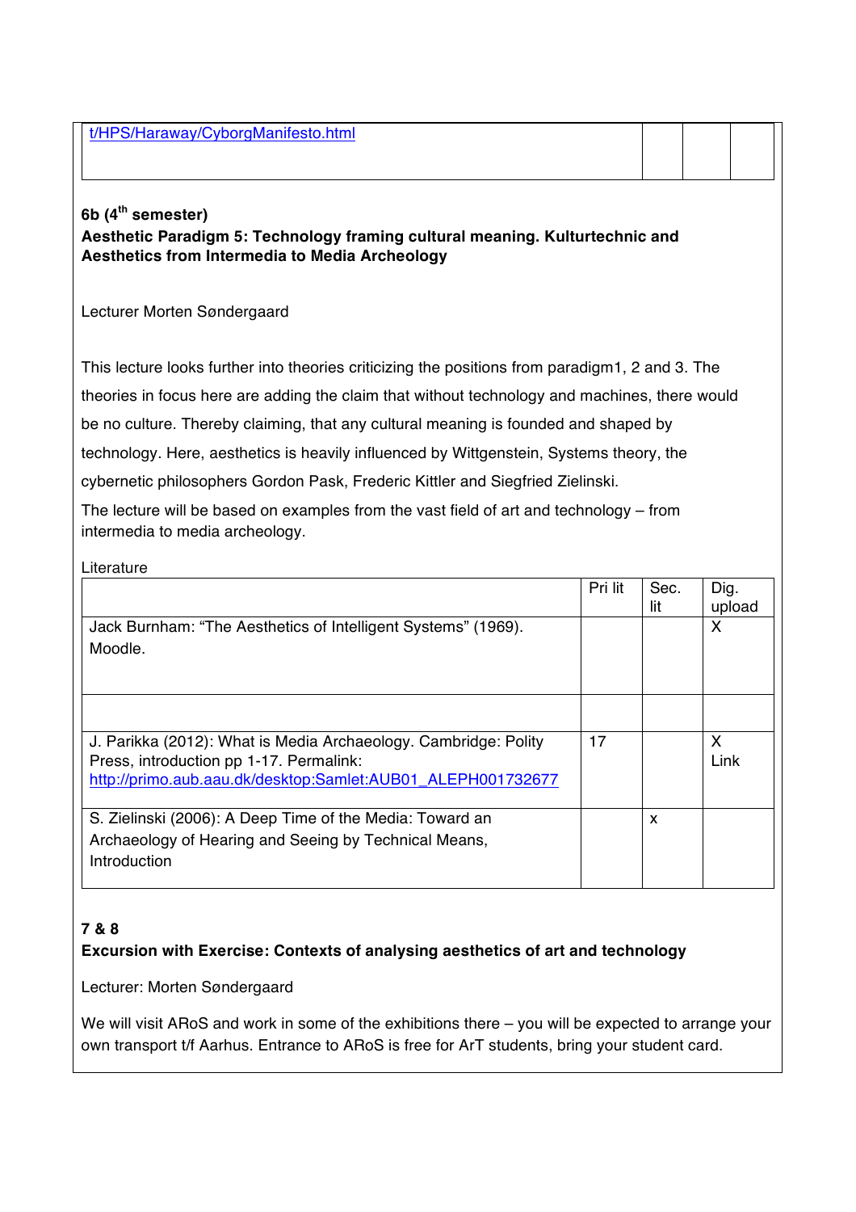| t/HPS/Haraway/CyborgManifesto.html | | | |
|---|---|---|---|

**6b (4th semester)**
**Aesthetic Paradigm 5: Technology framing cultural meaning. Kulturtechnic and Aesthetics from Intermedia to Media Archeology**

Lecturer Morten Søndergaard

This lecture looks further into theories criticizing the positions from paradigm1, 2 and 3. The theories in focus here are adding the claim that without technology and machines, there would be no culture. Thereby claiming, that any cultural meaning is founded and shaped by technology. Here, aesthetics is heavily influenced by Wittgenstein, Systems theory, the cybernetic philosophers Gordon Pask, Frederic Kittler and Siegfried Zielinski.

The lecture will be based on examples from the vast field of art and technology – from intermedia to media archeology.

Literature

| | Pri lit | Sec. lit | Dig. upload |
|---|---|---|---|
| Jack Burnham: "The Aesthetics of Intelligent Systems" (1969). Moodle. | | | X |
| | | | |
| J. Parikka (2012): What is Media Archaeology. Cambridge: Polity Press, introduction pp 1-17. Permalink: http://primo.aub.aau.dk/desktop:Samlet:AUB01_ALEPH001732677 | 17 | | X Link |
| S. Zielinski (2006): A Deep Time of the Media: Toward an Archaeology of Hearing and Seeing by Technical Means, Introduction | | x | |

**7 & 8**
**Excursion with Exercise: Contexts of analysing aesthetics of art and technology**

Lecturer: Morten Søndergaard

We will visit ARoS and work in some of the exhibitions there – you will be expected to arrange your own transport t/f Aarhus. Entrance to ARoS is free for ArT students, bring your student card.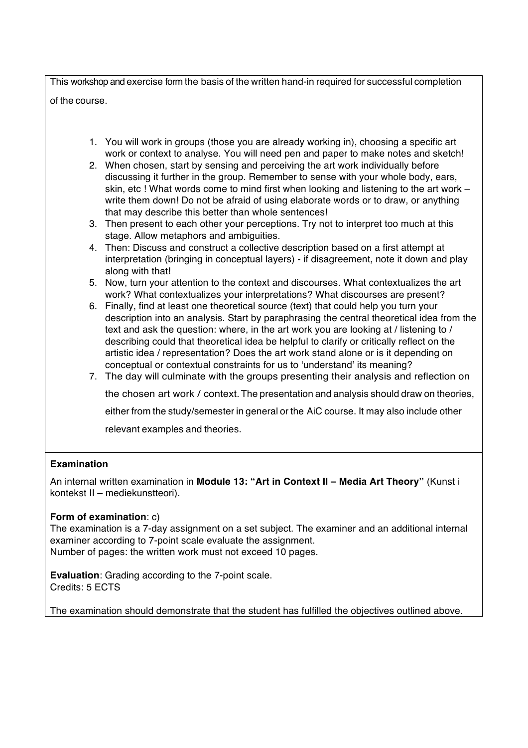This workshop and exercise form the basis of the written hand-in required for successful completion of the course.

1. You will work in groups (those you are already working in), choosing a specific art work or context to analyse. You will need pen and paper to make notes and sketch!
2. When chosen, start by sensing and perceiving the art work individually before discussing it further in the group. Remember to sense with your whole body, ears, skin, etc ! What words come to mind first when looking and listening to the art work – write them down! Do not be afraid of using elaborate words or to draw, or anything that may describe this better than whole sentences!
3. Then present to each other your perceptions. Try not to interpret too much at this stage. Allow metaphors and ambiguities.
4. Then: Discuss and construct a collective description based on a first attempt at interpretation (bringing in conceptual layers) - if disagreement, note it down and play along with that!
5. Now, turn your attention to the context and discourses. What contextualizes the art work? What contextualizes your interpretations? What discourses are present?
6. Finally, find at least one theoretical source (text) that could help you turn your description into an analysis. Start by paraphrasing the central theoretical idea from the text and ask the question: where, in the art work you are looking at / listening to / describing could that theoretical idea be helpful to clarify or critically reflect on the artistic idea / representation? Does the art work stand alone or is it depending on conceptual or contextual constraints for us to 'understand' its meaning?
7. The day will culminate with the groups presenting their analysis and reflection on the chosen art work / context. The presentation and analysis should draw on theories, either from the study/semester in general or the AiC course. It may also include other relevant examples and theories.

**Examination**

An internal written examination in **Module 13: "Art in Context II – Media Art Theory"** (Kunst i kontekst II – mediekunstteori).

**Form of examination**: c)
The examination is a 7-day assignment on a set subject. The examiner and an additional internal examiner according to 7-point scale evaluate the assignment.
Number of pages: the written work must not exceed 10 pages.

**Evaluation**: Grading according to the 7-point scale.
Credits: 5 ECTS

The examination should demonstrate that the student has fulfilled the objectives outlined above.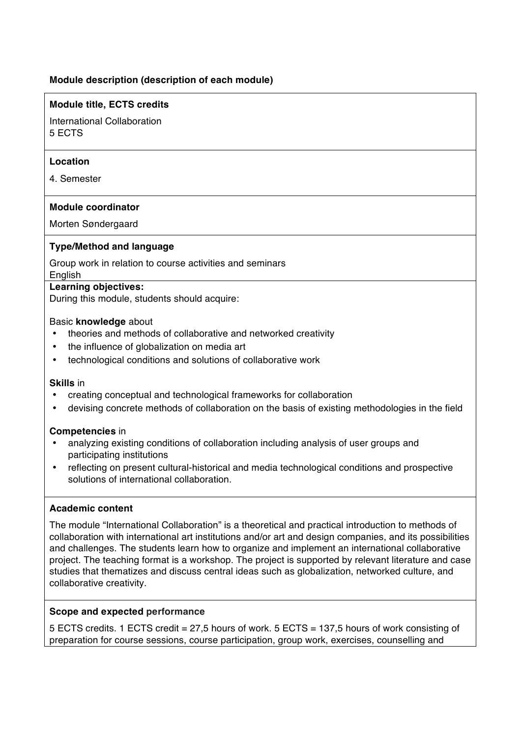**Module description (description of each module)**

**Module title, ECTS credits**

International Collaboration
5 ECTS

**Location**

4. Semester

**Module coordinator**

Morten Søndergaard

**Type/Method and language**

Group work in relation to course activities and seminars
English

**Learning objectives:**
During this module, students should acquire:

Basic **knowledge** about

- theories and methods of collaborative and networked creativity
- the influence of globalization on media art
- technological conditions and solutions of collaborative work

**Skills** in

- creating conceptual and technological frameworks for collaboration
- devising concrete methods of collaboration on the basis of existing methodologies in the field

**Competencies** in

- analyzing existing conditions of collaboration including analysis of user groups and participating institutions
- reflecting on present cultural-historical and media technological conditions and prospective solutions of international collaboration.

**Academic content**

The module "International Collaboration" is a theoretical and practical introduction to methods of collaboration with international art institutions and/or art and design companies, and its possibilities and challenges. The students learn how to organize and implement an international collaborative project. The teaching format is a workshop. The project is supported by relevant literature and case studies that thematizes and discuss central ideas such as globalization, networked culture, and collaborative creativity.

**Scope and expected performance**

5 ECTS credits. 1 ECTS credit = 27,5 hours of work. 5 ECTS = 137,5 hours of work consisting of preparation for course sessions, course participation, group work, exercises, counselling and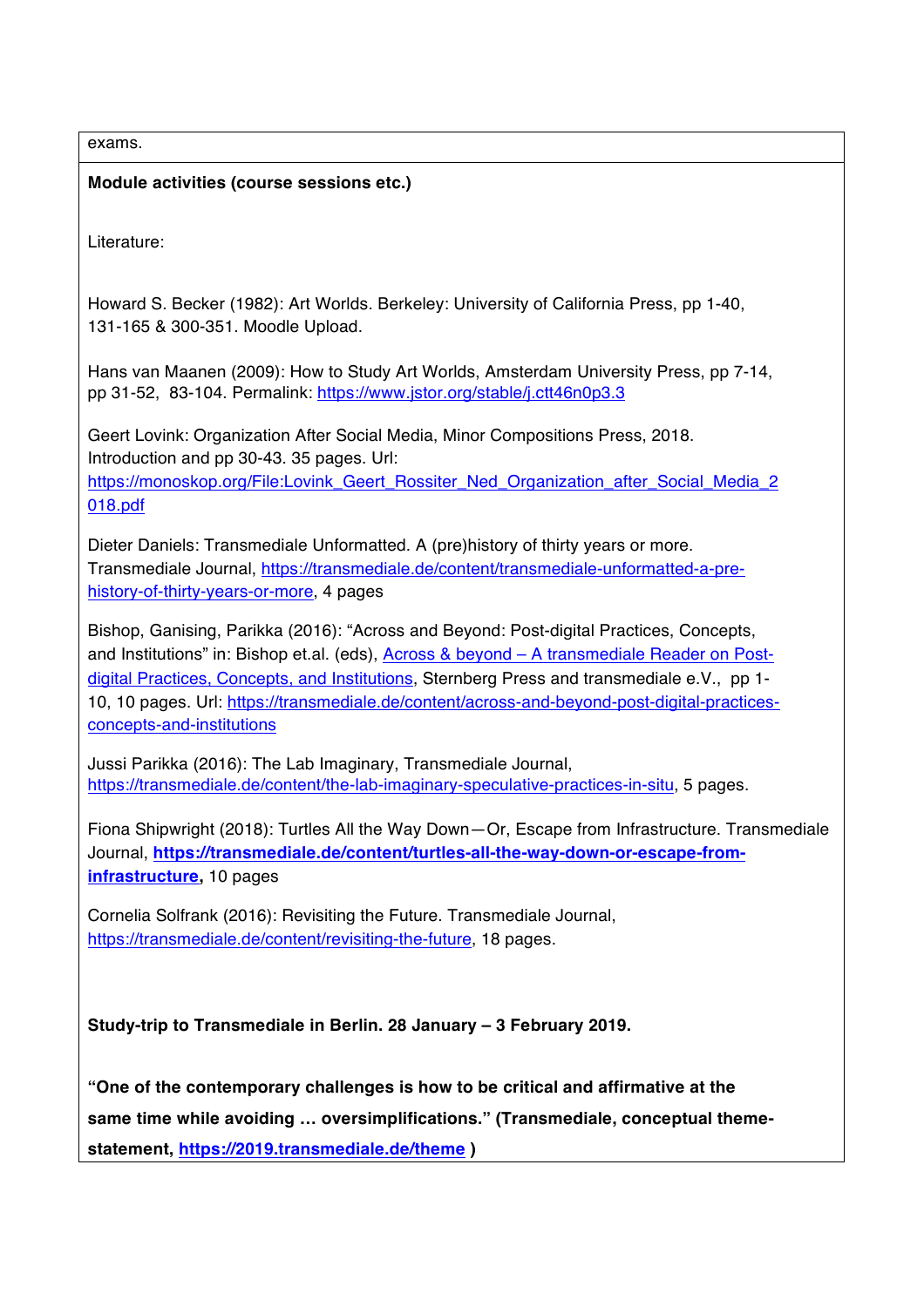exams.

**Module activities (course sessions etc.)**

Literature:

Howard S. Becker (1982): Art Worlds. Berkeley: University of California Press, pp 1-40, 131-165 & 300-351. Moodle Upload.

Hans van Maanen (2009): How to Study Art Worlds, Amsterdam University Press, pp 7-14, pp 31-52, 83-104. Permalink: https://www.jstor.org/stable/j.ctt46n0p3.3

Geert Lovink: Organization After Social Media, Minor Compositions Press, 2018. Introduction and pp 30-43. 35 pages. Url: https://monoskop.org/File:Lovink_Geert_Rossiter_Ned_Organization_after_Social_Media_2018.pdf

Dieter Daniels: Transmediale Unformatted. A (pre)history of thirty years or more. Transmediale Journal, https://transmediale.de/content/transmediale-unformatted-a-pre-history-of-thirty-years-or-more, 4 pages

Bishop, Ganising, Parikka (2016): "Across and Beyond: Post-digital Practices, Concepts, and Institutions" in: Bishop et.al. (eds), Across & beyond – A transmediale Reader on Post-digital Practices, Concepts, and Institutions, Sternberg Press and transmediale e.V., pp 1-10, 10 pages. Url: https://transmediale.de/content/across-and-beyond-post-digital-practices-concepts-and-institutions

Jussi Parikka (2016): The Lab Imaginary, Transmediale Journal, https://transmediale.de/content/the-lab-imaginary-speculative-practices-in-situ, 5 pages.

Fiona Shipwright (2018): Turtles All the Way Down—Or, Escape from Infrastructure. Transmediale Journal, **https://transmediale.de/content/turtles-all-the-way-down-or-escape-from-infrastructure,** 10 pages

Cornelia Solfrank (2016): Revisiting the Future. Transmediale Journal, https://transmediale.de/content/revisiting-the-future, 18 pages.

**Study-trip to Transmediale in Berlin. 28 January – 3 February 2019.**

**"One of the contemporary challenges is how to be critical and affirmative at the same time while avoiding … oversimplifications." (Transmediale, conceptual theme-statement, https://2019.transmediale.de/theme )**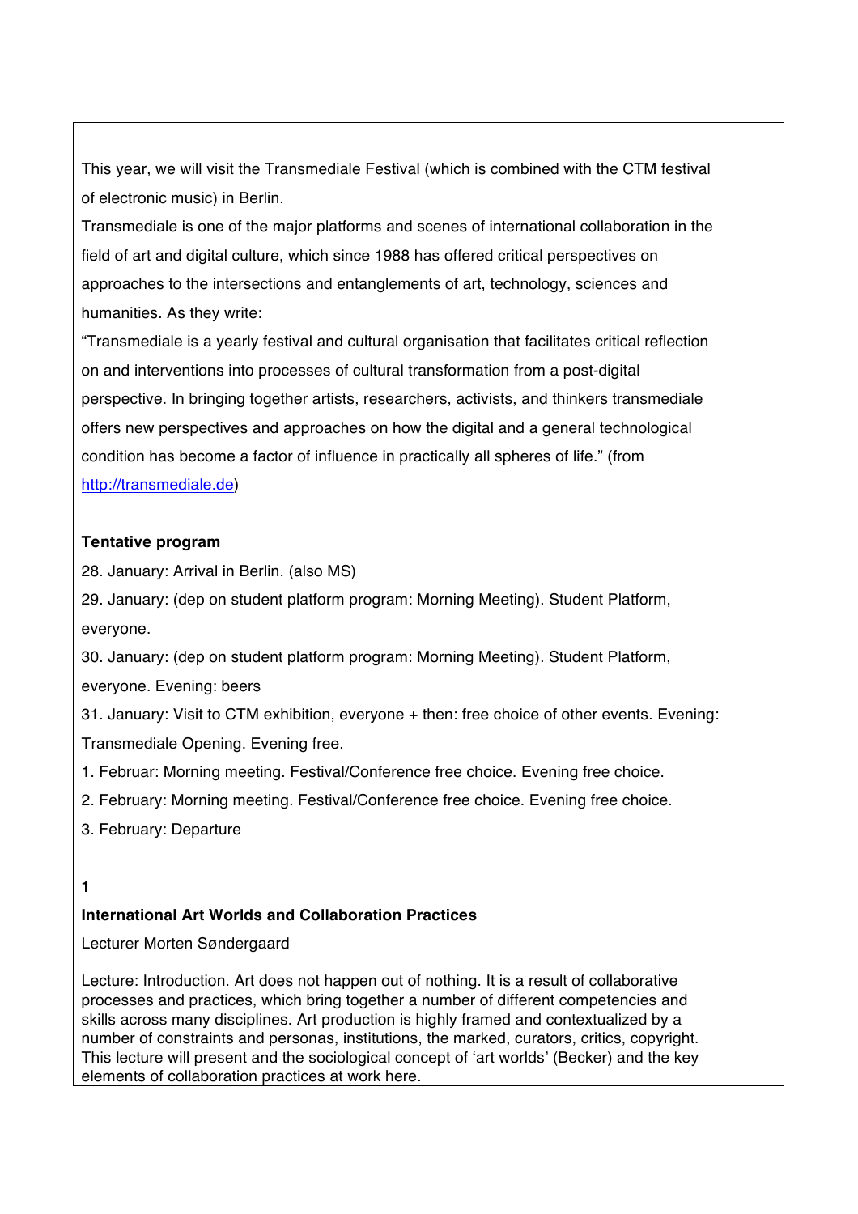This year, we will visit the Transmediale Festival (which is combined with the CTM festival of electronic music) in Berlin.

Transmediale is one of the major platforms and scenes of international collaboration in the field of art and digital culture, which since 1988 has offered critical perspectives on approaches to the intersections and entanglements of art, technology, sciences and humanities. As they write:

"Transmediale is a yearly festival and cultural organisation that facilitates critical reflection on and interventions into processes of cultural transformation from a post-digital perspective. In bringing together artists, researchers, activists, and thinkers transmediale offers new perspectives and approaches on how the digital and a general technological condition has become a factor of influence in practically all spheres of life." (from [http://transmediale.de](http://transmediale.de))

**Tentative program**

28. January: Arrival in Berlin. (also MS)

29. January: (dep on student platform program: Morning Meeting). Student Platform, everyone.

30. January: (dep on student platform program: Morning Meeting). Student Platform, everyone. Evening: beers

31. January: Visit to CTM exhibition, everyone + then: free choice of other events. Evening: Transmediale Opening. Evening free.

1. Februar: Morning meeting. Festival/Conference free choice. Evening free choice.

2. February: Morning meeting. Festival/Conference free choice. Evening free choice.

3. February: Departure

**1**

**International Art Worlds and Collaboration Practices**

Lecturer Morten Søndergaard

Lecture: Introduction. Art does not happen out of nothing. It is a result of collaborative processes and practices, which bring together a number of different competencies and skills across many disciplines. Art production is highly framed and contextualized by a number of constraints and personas, institutions, the marked, curators, critics, copyright. This lecture will present and the sociological concept of 'art worlds' (Becker) and the key elements of collaboration practices at work here.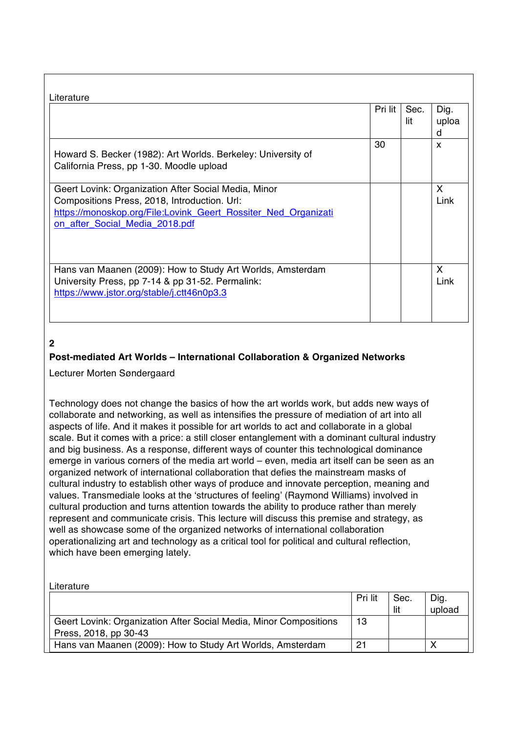Literature

| | Pri lit | Sec. lit | Dig. upload |
|---|---|---|---|
| Howard S. Becker (1982): Art Worlds. Berkeley: University of California Press, pp 1-30. Moodle upload | 30 | | x |
| Geert Lovink: Organization After Social Media, Minor Compositions Press, 2018, Introduction. Url: https://monoskop.org/File:Lovink_Geert_Rossiter_Ned_Organization_after_Social_Media_2018.pdf | | | X Link |
| Hans van Maanen (2009): How to Study Art Worlds, Amsterdam University Press, pp 7-14 & pp 31-52. Permalink: https://www.jstor.org/stable/j.ctt46n0p3.3 | | | X Link |

**2**

**Post-mediated Art Worlds – International Collaboration & Organized Networks**

Lecturer Morten Søndergaard

Technology does not change the basics of how the art worlds work, but adds new ways of collaborate and networking, as well as intensifies the pressure of mediation of art into all aspects of life. And it makes it possible for art worlds to act and collaborate in a global scale. But it comes with a price: a still closer entanglement with a dominant cultural industry and big business. As a response, different ways of counter this technological dominance emerge in various corners of the media art world – even, media art itself can be seen as an organized network of international collaboration that defies the mainstream masks of cultural industry to establish other ways of produce and innovate perception, meaning and values. Transmediale looks at the 'structures of feeling' (Raymond Williams) involved in cultural production and turns attention towards the ability to produce rather than merely represent and communicate crisis. This lecture will discuss this premise and strategy, as well as showcase some of the organized networks of international collaboration operationalizing art and technology as a critical tool for political and cultural reflection, which have been emerging lately.

Literature

| | Pri lit | Sec. lit | Dig. upload |
|---|---|---|---|
| Geert Lovink: Organization After Social Media, Minor Compositions Press, 2018, pp 30-43 | 13 | | |
| Hans van Maanen (2009): How to Study Art Worlds, Amsterdam | 21 | | X |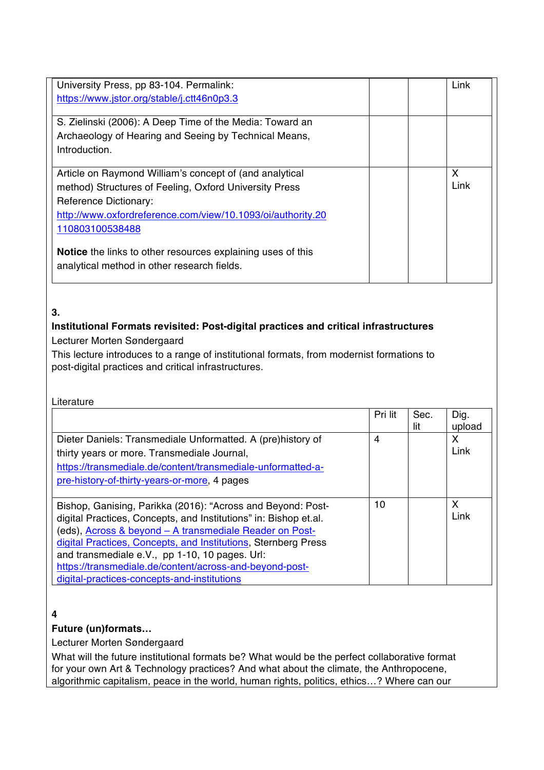| | | | |
|---|---|---|---|
| University Press, pp 83-104. Permalink: https://www.jstor.org/stable/j.ctt46n0p3.3 | | | Link |
| S. Zielinski (2006): A Deep Time of the Media: Toward an Archaeology of Hearing and Seeing by Technical Means, Introduction. | | | |
| Article on Raymond William's concept of (and analytical method) Structures of Feeling, Oxford University Press Reference Dictionary: http://www.oxfordreference.com/view/10.1093/oi/authority.20110803100538488<br><br>**Notice** the links to other resources explaining uses of this analytical method in other research fields. | | | X<br>Link |

**3.**

**Institutional Formats revisited: Post-digital practices and critical infrastructures**

Lecturer Morten Søndergaard

This lecture introduces to a range of institutional formats, from modernist formations to post-digital practices and critical infrastructures.

Literature

| | Pri lit | Sec. lit | Dig. upload |
|---|---|---|---|
| Dieter Daniels: Transmediale Unformatted. A (pre)history of thirty years or more. Transmediale Journal, https://transmediale.de/content/transmediale-unformatted-a-pre-history-of-thirty-years-or-more, 4 pages | 4 | | X<br>Link |
| Bishop, Ganising, Parikka (2016): "Across and Beyond: Post-digital Practices, Concepts, and Institutions" in: Bishop et.al. (eds), Across & beyond – A transmediale Reader on Post-digital Practices, Concepts, and Institutions, Sternberg Press and transmediale e.V., pp 1-10, 10 pages. Url: https://transmediale.de/content/across-and-beyond-post-digital-practices-concepts-and-institutions | 10 | | X<br>Link |

**4**

**Future (un)formats…**

Lecturer Morten Søndergaard

What will the future institutional formats be? What would be the perfect collaborative format for your own Art & Technology practices? And what about the climate, the Anthropocene, algorithmic capitalism, peace in the world, human rights, politics, ethics…? Where can our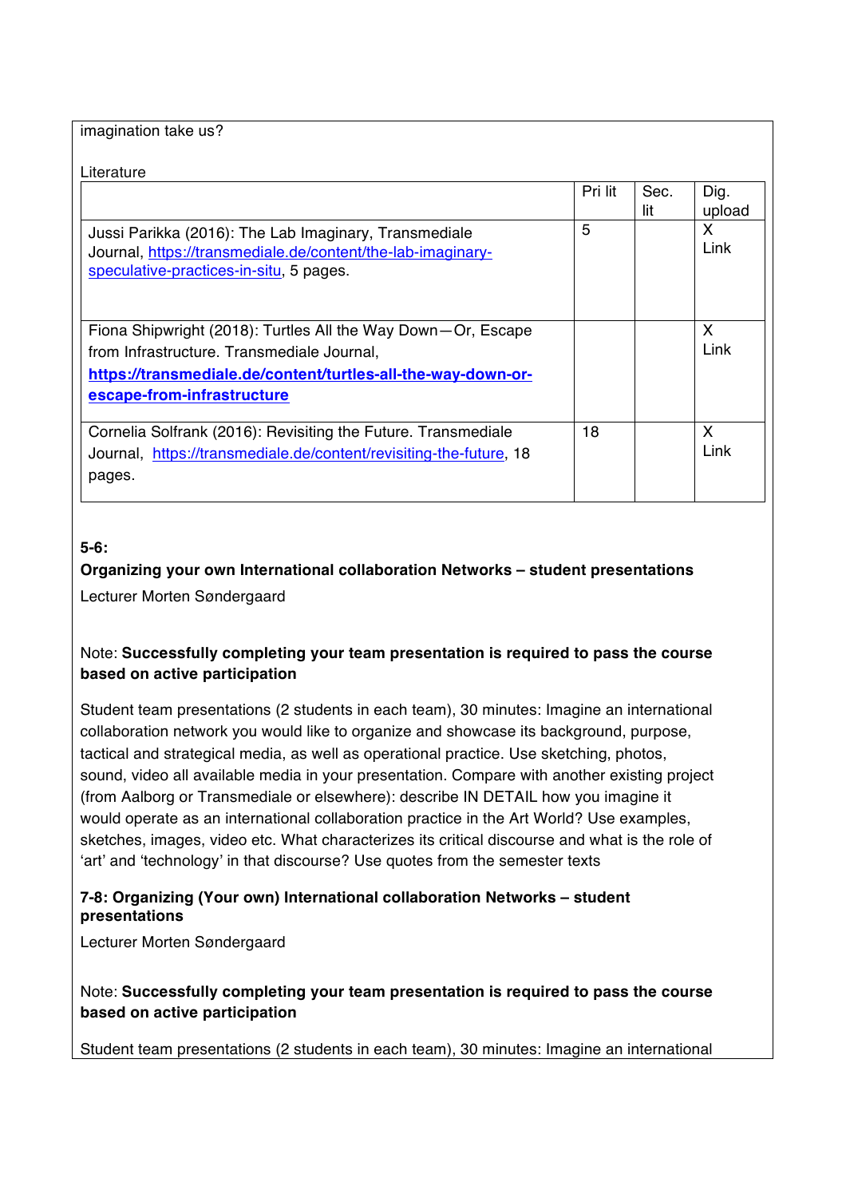imagination take us?

Literature

| | Pri lit | Sec. lit | Dig. upload |
|---|---|---|---|
| Jussi Parikka (2016): The Lab Imaginary, Transmediale Journal, https://transmediale.de/content/the-lab-imaginary-speculative-practices-in-situ, 5 pages. | 5 | | X Link |
| Fiona Shipwright (2018): Turtles All the Way Down—Or, Escape from Infrastructure. Transmediale Journal, **https://transmediale.de/content/turtles-all-the-way-down-or-escape-from-infrastructure** | | | X Link |
| Cornelia Solfrank (2016): Revisiting the Future. Transmediale Journal, https://transmediale.de/content/revisiting-the-future, 18 pages. | 18 | | X Link |

**5-6:**

**Organizing your own International collaboration Networks – student presentations**

Lecturer Morten Søndergaard

Note: **Successfully completing your team presentation is required to pass the course based on active participation**

Student team presentations (2 students in each team), 30 minutes: Imagine an international collaboration network you would like to organize and showcase its background, purpose, tactical and strategical media, as well as operational practice. Use sketching, photos, sound, video all available media in your presentation. Compare with another existing project (from Aalborg or Transmediale or elsewhere): describe IN DETAIL how you imagine it would operate as an international collaboration practice in the Art World? Use examples, sketches, images, video etc. What characterizes its critical discourse and what is the role of 'art' and 'technology' in that discourse? Use quotes from the semester texts

**7-8: Organizing (Your own) International collaboration Networks – student presentations**

Lecturer Morten Søndergaard

Note: **Successfully completing your team presentation is required to pass the course based on active participation**

Student team presentations (2 students in each team), 30 minutes: Imagine an international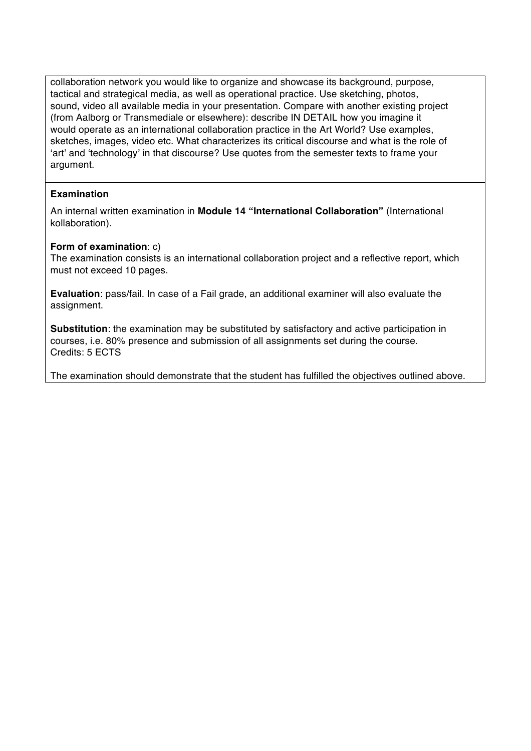collaboration network you would like to organize and showcase its background, purpose, tactical and strategical media, as well as operational practice. Use sketching, photos, sound, video all available media in your presentation. Compare with another existing project (from Aalborg or Transmediale or elsewhere): describe IN DETAIL how you imagine it would operate as an international collaboration practice in the Art World? Use examples, sketches, images, video etc. What characterizes its critical discourse and what is the role of 'art' and 'technology' in that discourse? Use quotes from the semester texts to frame your argument.

**Examination**

An internal written examination in **Module 14 "International Collaboration"** (International kollaboration).

**Form of examination**: c)
The examination consists is an international collaboration project and a reflective report, which must not exceed 10 pages.

**Evaluation**: pass/fail. In case of a Fail grade, an additional examiner will also evaluate the assignment.

**Substitution**: the examination may be substituted by satisfactory and active participation in courses, i.e. 80% presence and submission of all assignments set during the course.
Credits: 5 ECTS

The examination should demonstrate that the student has fulfilled the objectives outlined above.